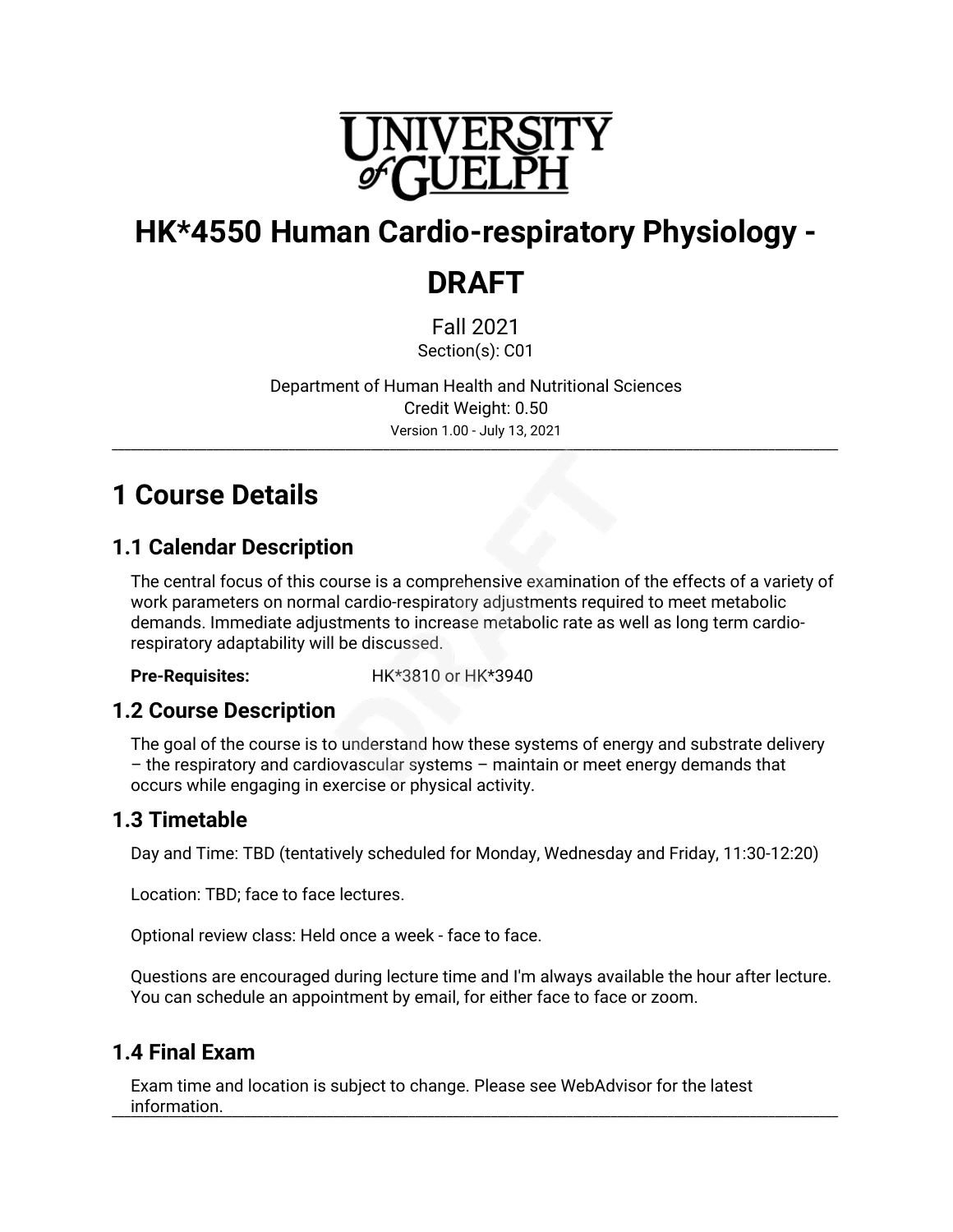# HK*4550 Human Cardio-respiratory Physiology - DRAFT

Fall 2021
Section(s): C01

Department of Human Health and Nutritional Sciences
Credit Weight: 0.50
Version 1.00 - July 13, 2021

## 1 Course Details

### 1.1 Calendar Description

The central focus of this course is a comprehensive examination of the effects of a variety of work parameters on normal cardio-respiratory adjustments required to meet metabolic demands. Immediate adjustments to increase metabolic rate as well as long term cardio-respiratory adaptability will be discussed.

**Pre-Requisites:** HK*3810 or HK*3940

### 1.2 Course Description

The goal of the course is to understand how these systems of energy and substrate delivery – the respiratory and cardiovascular systems – maintain or meet energy demands that occurs while engaging in exercise or physical activity.

### 1.3 Timetable

Day and Time: TBD (tentatively scheduled for Monday, Wednesday and Friday, 11:30-12:20)

Location: TBD; face to face lectures.

Optional review class: Held once a week - face to face.

Questions are encouraged during lecture time and I'm always available the hour after lecture. You can schedule an appointment by email, for either face to face or zoom.

### 1.4 Final Exam

Exam time and location is subject to change. Please see WebAdvisor for the latest information.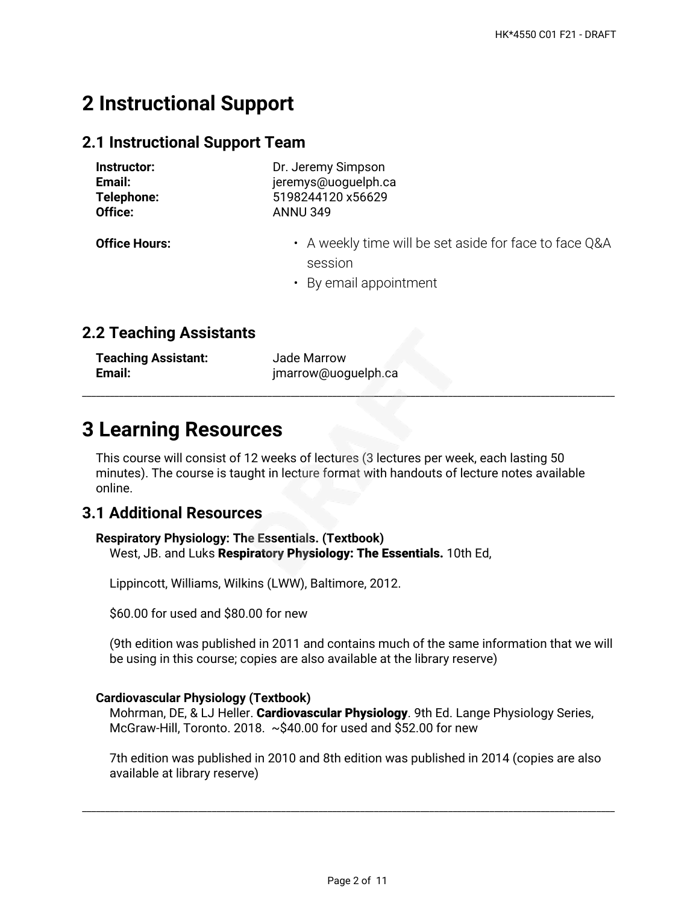# 2 Instructional Support

## 2.1 Instructional Support Team

**Instructor:** Dr. Jeremy Simpson
**Email:** jeremys@uoguelph.ca
**Telephone:** 5198244120 x56629
**Office:** ANNU 349

**Office Hours:**

- A weekly time will be set aside for face to face Q&A session
- By email appointment

## 2.2 Teaching Assistants

**Teaching Assistant:** Jade Marrow
**Email:** jmarrow@uoguelph.ca

---

# 3 Learning Resources

This course will consist of 12 weeks of lectures (3 lectures per week, each lasting 50 minutes). The course is taught in lecture format with handouts of lecture notes available online.

## 3.1 Additional Resources

**Respiratory Physiology: The Essentials. (Textbook)**

West, JB. and Luks **Respiratory Physiology: The Essentials.** 10th Ed,

Lippincott, Williams, Wilkins (LWW), Baltimore, 2012.

$60.00 for used and $80.00 for new

(9th edition was published in 2011 and contains much of the same information that we will be using in this course; copies are also available at the library reserve)

**Cardiovascular Physiology (Textbook)**

Mohrman, DE, & LJ Heller. **Cardiovascular Physiology**. 9th Ed. Lange Physiology Series, McGraw-Hill, Toronto. 2018. ~$40.00 for used and $52.00 for new

7th edition was published in 2010 and 8th edition was published in 2014 (copies are also available at library reserve)

---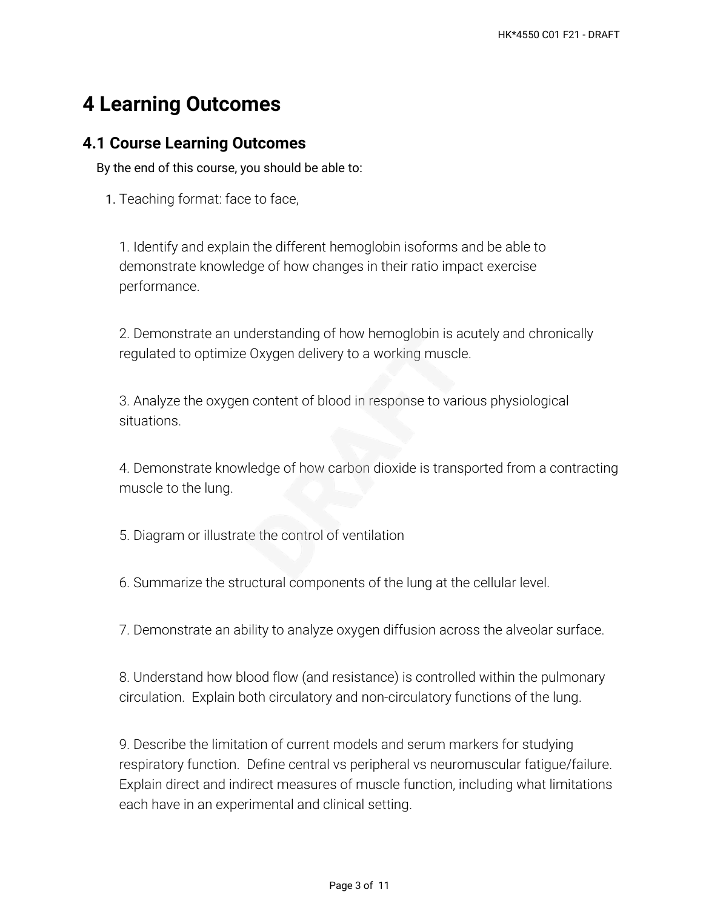# 4 Learning Outcomes

## 4.1 Course Learning Outcomes

By the end of this course, you should be able to:

1. Teaching format: face to face,

    1. Identify and explain the different hemoglobin isoforms and be able to demonstrate knowledge of how changes in their ratio impact exercise performance.

    2. Demonstrate an understanding of how hemoglobin is acutely and chronically regulated to optimize Oxygen delivery to a working muscle.

    3. Analyze the oxygen content of blood in response to various physiological situations.

    4. Demonstrate knowledge of how carbon dioxide is transported from a contracting muscle to the lung.

    5. Diagram or illustrate the control of ventilation

    6. Summarize the structural components of the lung at the cellular level.

    7. Demonstrate an ability to analyze oxygen diffusion across the alveolar surface.

    8. Understand how blood flow (and resistance) is controlled within the pulmonary circulation. Explain both circulatory and non-circulatory functions of the lung.

    9. Describe the limitation of current models and serum markers for studying respiratory function. Define central vs peripheral vs neuromuscular fatigue/failure. Explain direct and indirect measures of muscle function, including what limitations each have in an experimental and clinical setting.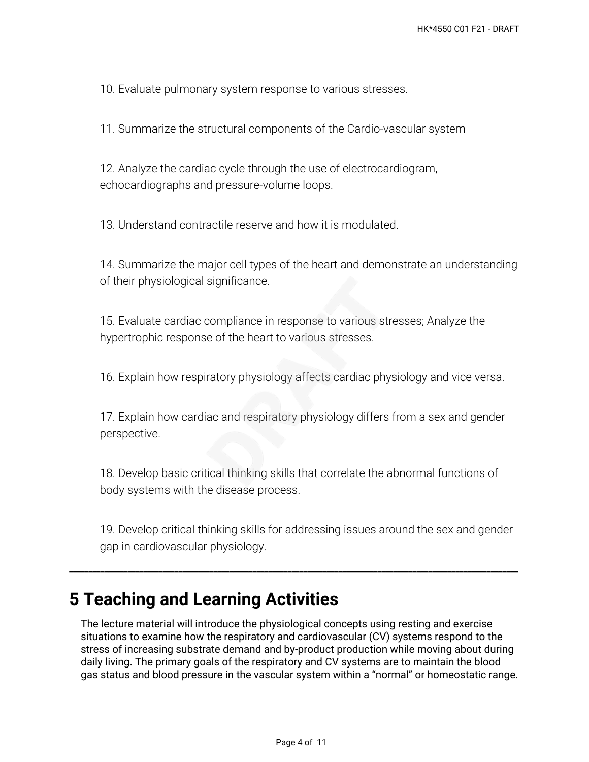10. Evaluate pulmonary system response to various stresses.

11. Summarize the structural components of the Cardio-vascular system

12. Analyze the cardiac cycle through the use of electrocardiogram, echocardiographs and pressure-volume loops.

13. Understand contractile reserve and how it is modulated.

14. Summarize the major cell types of the heart and demonstrate an understanding of their physiological significance.

15. Evaluate cardiac compliance in response to various stresses; Analyze the hypertrophic response of the heart to various stresses.

16. Explain how respiratory physiology affects cardiac physiology and vice versa.

17. Explain how cardiac and respiratory physiology differs from a sex and gender perspective.

18. Develop basic critical thinking skills that correlate the abnormal functions of body systems with the disease process.

19. Develop critical thinking skills for addressing issues around the sex and gender gap in cardiovascular physiology.

---

# 5 Teaching and Learning Activities

The lecture material will introduce the physiological concepts using resting and exercise situations to examine how the respiratory and cardiovascular (CV) systems respond to the stress of increasing substrate demand and by-product production while moving about during daily living. The primary goals of the respiratory and CV systems are to maintain the blood gas status and blood pressure in the vascular system within a "normal" or homeostatic range.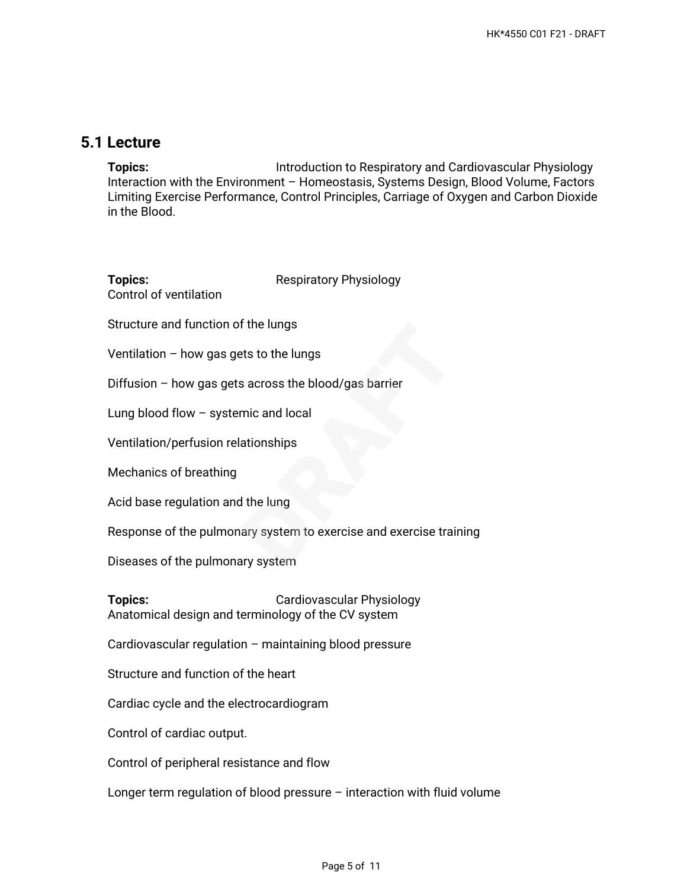## 5.1 Lecture

**Topics:** Introduction to Respiratory and Cardiovascular Physiology
Interaction with the Environment – Homeostasis, Systems Design, Blood Volume, Factors Limiting Exercise Performance, Control Principles, Carriage of Oxygen and Carbon Dioxide in the Blood.

**Topics:** Respiratory Physiology
Control of ventilation

Structure and function of the lungs

Ventilation – how gas gets to the lungs

Diffusion – how gas gets across the blood/gas barrier

Lung blood flow – systemic and local

Ventilation/perfusion relationships

Mechanics of breathing

Acid base regulation and the lung

Response of the pulmonary system to exercise and exercise training

Diseases of the pulmonary system

**Topics:** Cardiovascular Physiology
Anatomical design and terminology of the CV system

Cardiovascular regulation – maintaining blood pressure

Structure and function of the heart

Cardiac cycle and the electrocardiogram

Control of cardiac output.

Control of peripheral resistance and flow

Longer term regulation of blood pressure – interaction with fluid volume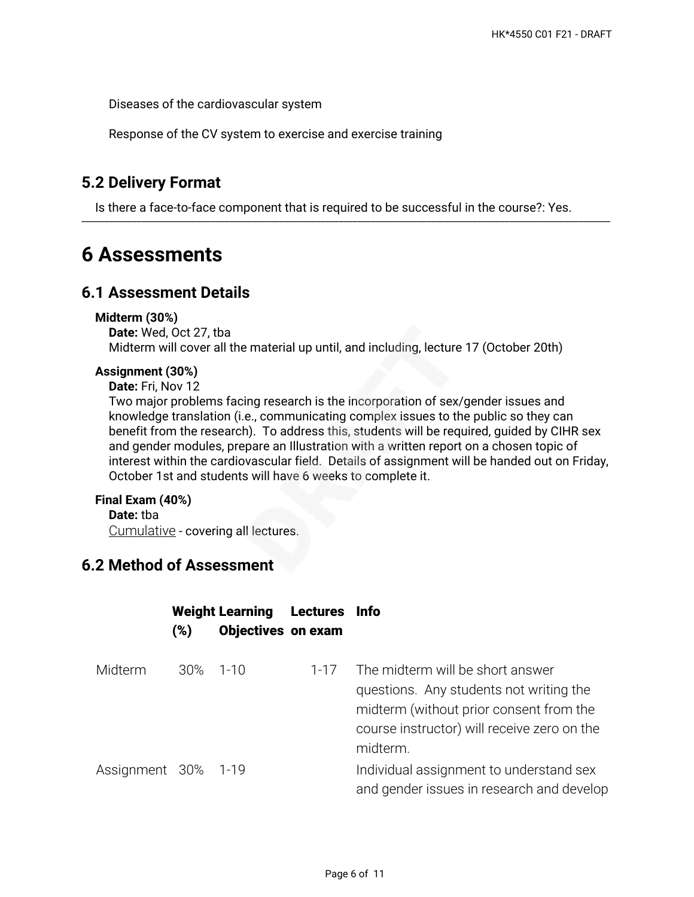Diseases of the cardiovascular system

Response of the CV system to exercise and exercise training

## 5.2 Delivery Format

Is there a face-to-face component that is required to be successful in the course?: Yes.

---

# 6 Assessments

## 6.1 Assessment Details

**Midterm (30%)**

**Date:** Wed, Oct 27, tba

Midterm will cover all the material up until, and including, lecture 17 (October 20th)

**Assignment (30%)**

**Date:** Fri, Nov 12

Two major problems facing research is the incorporation of sex/gender issues and knowledge translation (i.e., communicating complex issues to the public so they can benefit from the research). To address this, students will be required, guided by CIHR sex and gender modules, prepare an Illustration with a written report on a chosen topic of interest within the cardiovascular field. Details of assignment will be handed out on Friday, October 1st and students will have 6 weeks to complete it.

**Final Exam (40%)**

**Date:** tba

Cumulative - covering all lectures.

## 6.2 Method of Assessment

| | Weight (%) | Learning Objectives | Lectures on exam | Info |
|---|---|---|---|---|
| Midterm | 30% | 1-10 | 1-17 | The midterm will be short answer questions. Any students not writing the midterm (without prior consent from the course instructor) will receive zero on the midterm. |
| Assignment | 30% | 1-19 | | Individual assignment to understand sex and gender issues in research and develop |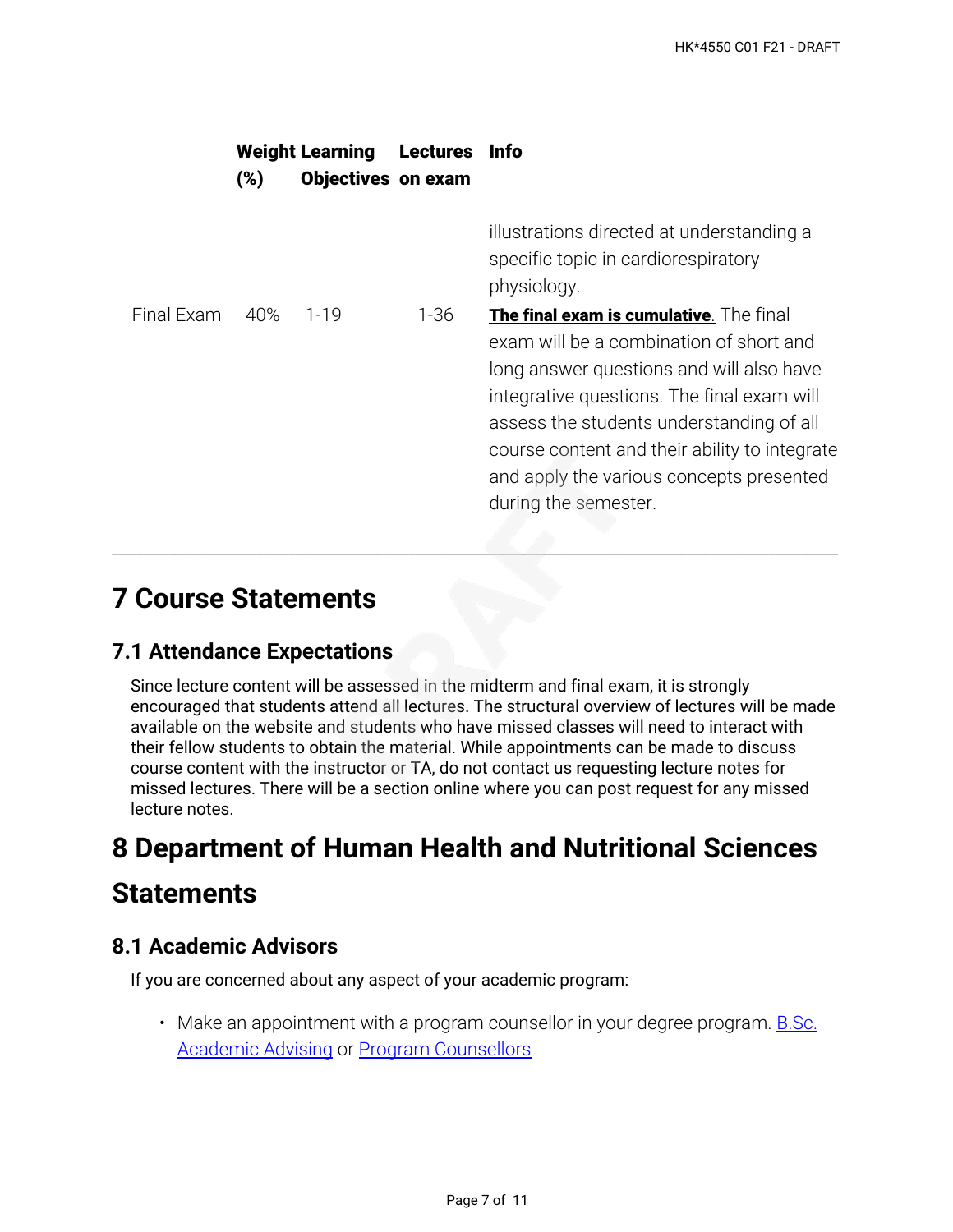| | Weight (%) | Learning Objectives | Lectures on exam | Info |
|---|---|---|---|---|
| | | | | illustrations directed at understanding a specific topic in cardiorespiratory physiology. |
| Final Exam | 40% | 1-19 | 1-36 | **The final exam is cumulative.** The final exam will be a combination of short and long answer questions and will also have integrative questions. The final exam will assess the students understanding of all course content and their ability to integrate and apply the various concepts presented during the semester. |

---

# 7 Course Statements

## 7.1 Attendance Expectations

Since lecture content will be assessed in the midterm and final exam, it is strongly encouraged that students attend all lectures. The structural overview of lectures will be made available on the website and students who have missed classes will need to interact with their fellow students to obtain the material. While appointments can be made to discuss course content with the instructor or TA, do not contact us requesting lecture notes for missed lectures. There will be a section online where you can post request for any missed lecture notes.

# 8 Department of Human Health and Nutritional Sciences Statements

## 8.1 Academic Advisors

If you are concerned about any aspect of your academic program:

- Make an appointment with a program counsellor in your degree program. B.Sc. Academic Advising or Program Counsellors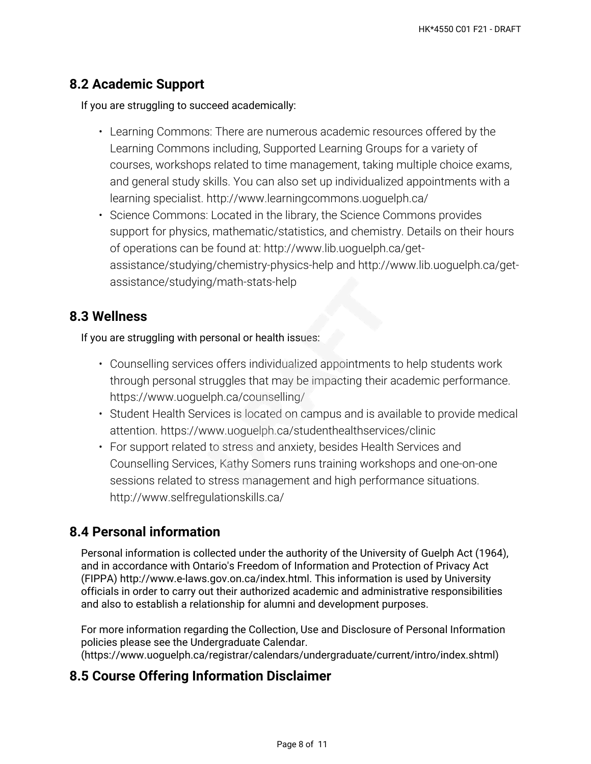## 8.2 Academic Support

If you are struggling to succeed academically:

- Learning Commons: There are numerous academic resources offered by the Learning Commons including, Supported Learning Groups for a variety of courses, workshops related to time management, taking multiple choice exams, and general study skills. You can also set up individualized appointments with a learning specialist. http://www.learningcommons.uoguelph.ca/
- Science Commons: Located in the library, the Science Commons provides support for physics, mathematic/statistics, and chemistry. Details on their hours of operations can be found at: http://www.lib.uoguelph.ca/get-assistance/studying/chemistry-physics-help and http://www.lib.uoguelph.ca/get-assistance/studying/math-stats-help

## 8.3 Wellness

If you are struggling with personal or health issues:

- Counselling services offers individualized appointments to help students work through personal struggles that may be impacting their academic performance. https://www.uoguelph.ca/counselling/
- Student Health Services is located on campus and is available to provide medical attention. https://www.uoguelph.ca/studenthealthservices/clinic
- For support related to stress and anxiety, besides Health Services and Counselling Services, Kathy Somers runs training workshops and one-on-one sessions related to stress management and high performance situations. http://www.selfregulationskills.ca/

## 8.4 Personal information

Personal information is collected under the authority of the University of Guelph Act (1964), and in accordance with Ontario's Freedom of Information and Protection of Privacy Act (FIPPA) http://www.e-laws.gov.on.ca/index.html. This information is used by University officials in order to carry out their authorized academic and administrative responsibilities and also to establish a relationship for alumni and development purposes.

For more information regarding the Collection, Use and Disclosure of Personal Information policies please see the Undergraduate Calendar. (https://www.uoguelph.ca/registrar/calendars/undergraduate/current/intro/index.shtml)

## 8.5 Course Offering Information Disclaimer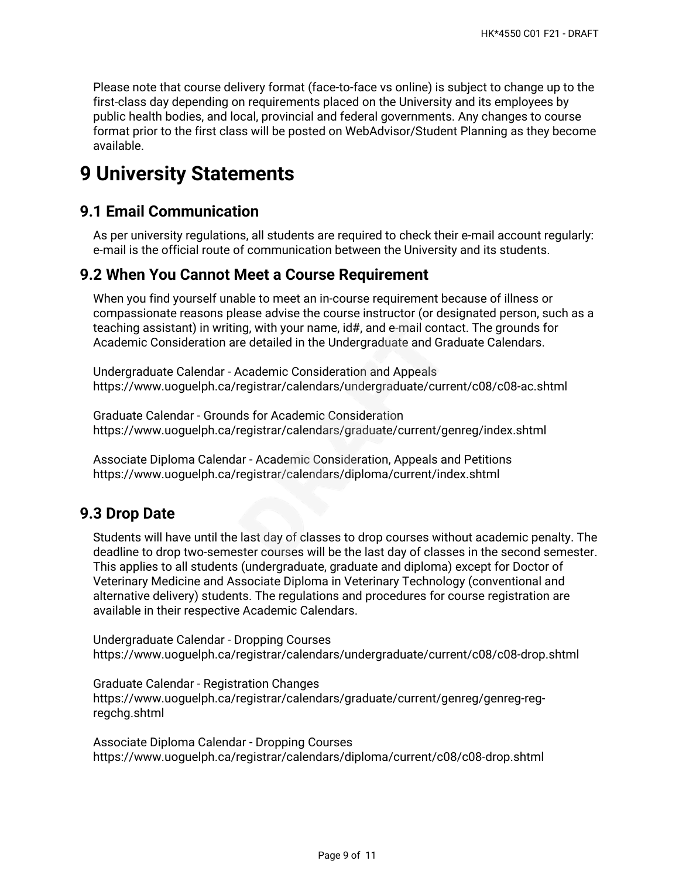Please note that course delivery format (face-to-face vs online) is subject to change up to the first-class day depending on requirements placed on the University and its employees by public health bodies, and local, provincial and federal governments. Any changes to course format prior to the first class will be posted on WebAdvisor/Student Planning as they become available.

# 9 University Statements

## 9.1 Email Communication

As per university regulations, all students are required to check their e-mail account regularly: e-mail is the official route of communication between the University and its students.

## 9.2 When You Cannot Meet a Course Requirement

When you find yourself unable to meet an in-course requirement because of illness or compassionate reasons please advise the course instructor (or designated person, such as a teaching assistant) in writing, with your name, id#, and e-mail contact. The grounds for Academic Consideration are detailed in the Undergraduate and Graduate Calendars.

Undergraduate Calendar - Academic Consideration and Appeals
https://www.uoguelph.ca/registrar/calendars/undergraduate/current/c08/c08-ac.shtml

Graduate Calendar - Grounds for Academic Consideration
https://www.uoguelph.ca/registrar/calendars/graduate/current/genreg/index.shtml

Associate Diploma Calendar - Academic Consideration, Appeals and Petitions
https://www.uoguelph.ca/registrar/calendars/diploma/current/index.shtml

## 9.3 Drop Date

Students will have until the last day of classes to drop courses without academic penalty. The deadline to drop two-semester courses will be the last day of classes in the second semester. This applies to all students (undergraduate, graduate and diploma) except for Doctor of Veterinary Medicine and Associate Diploma in Veterinary Technology (conventional and alternative delivery) students. The regulations and procedures for course registration are available in their respective Academic Calendars.

Undergraduate Calendar - Dropping Courses
https://www.uoguelph.ca/registrar/calendars/undergraduate/current/c08/c08-drop.shtml

Graduate Calendar - Registration Changes
https://www.uoguelph.ca/registrar/calendars/graduate/current/genreg/genreg-reg-regchg.shtml

Associate Diploma Calendar - Dropping Courses
https://www.uoguelph.ca/registrar/calendars/diploma/current/c08/c08-drop.shtml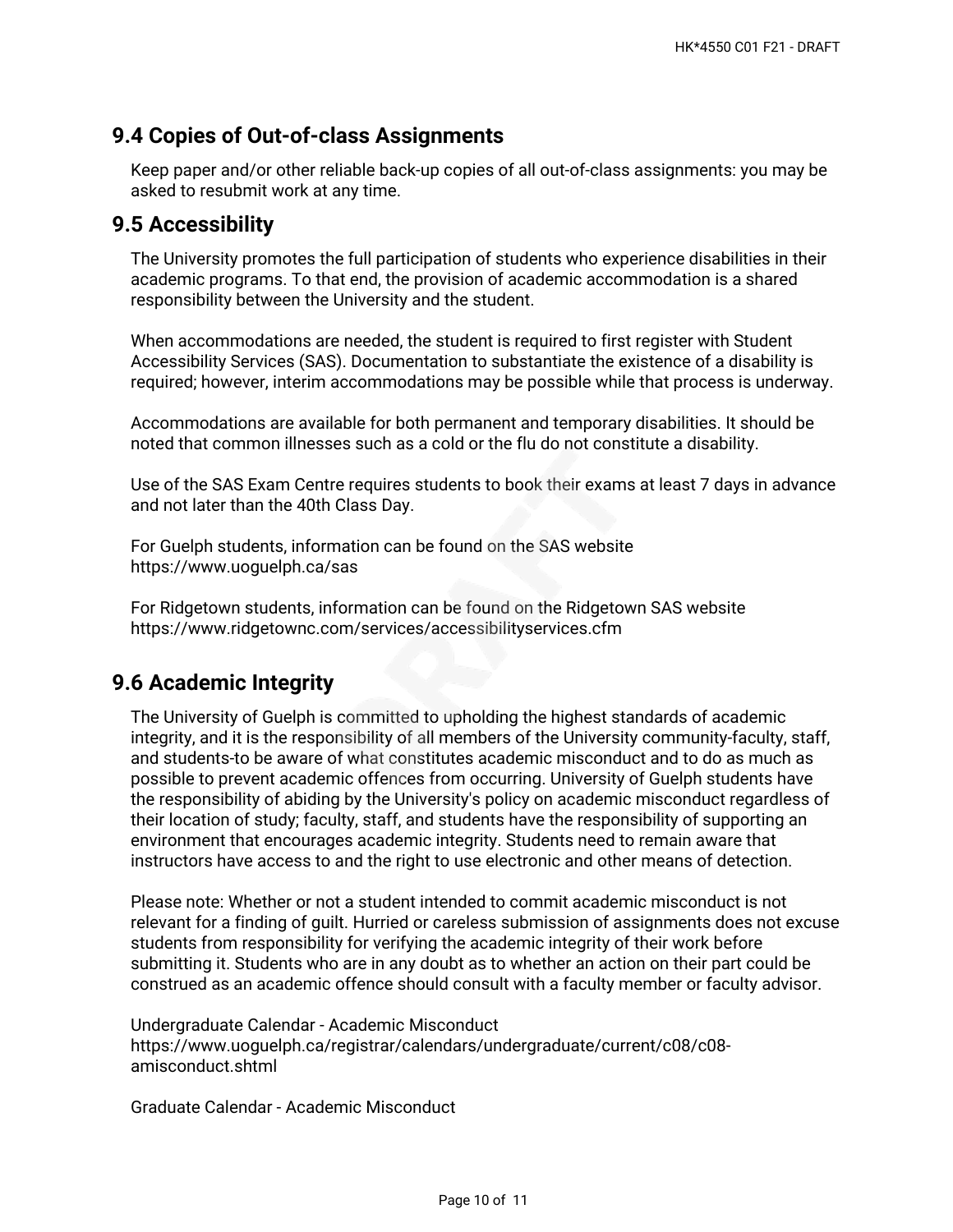## 9.4 Copies of Out-of-class Assignments

Keep paper and/or other reliable back-up copies of all out-of-class assignments: you may be asked to resubmit work at any time.

## 9.5 Accessibility

The University promotes the full participation of students who experience disabilities in their academic programs. To that end, the provision of academic accommodation is a shared responsibility between the University and the student.

When accommodations are needed, the student is required to first register with Student Accessibility Services (SAS). Documentation to substantiate the existence of a disability is required; however, interim accommodations may be possible while that process is underway.

Accommodations are available for both permanent and temporary disabilities. It should be noted that common illnesses such as a cold or the flu do not constitute a disability.

Use of the SAS Exam Centre requires students to book their exams at least 7 days in advance and not later than the 40th Class Day.

For Guelph students, information can be found on the SAS website
https://www.uoguelph.ca/sas

For Ridgetown students, information can be found on the Ridgetown SAS website
https://www.ridgetownc.com/services/accessibilityservices.cfm

## 9.6 Academic Integrity

The University of Guelph is committed to upholding the highest standards of academic integrity, and it is the responsibility of all members of the University community-faculty, staff, and students-to be aware of what constitutes academic misconduct and to do as much as possible to prevent academic offences from occurring. University of Guelph students have the responsibility of abiding by the University's policy on academic misconduct regardless of their location of study; faculty, staff, and students have the responsibility of supporting an environment that encourages academic integrity. Students need to remain aware that instructors have access to and the right to use electronic and other means of detection.

Please note: Whether or not a student intended to commit academic misconduct is not relevant for a finding of guilt. Hurried or careless submission of assignments does not excuse students from responsibility for verifying the academic integrity of their work before submitting it. Students who are in any doubt as to whether an action on their part could be construed as an academic offence should consult with a faculty member or faculty advisor.

Undergraduate Calendar - Academic Misconduct
https://www.uoguelph.ca/registrar/calendars/undergraduate/current/c08/c08-amisconduct.shtml

Graduate Calendar - Academic Misconduct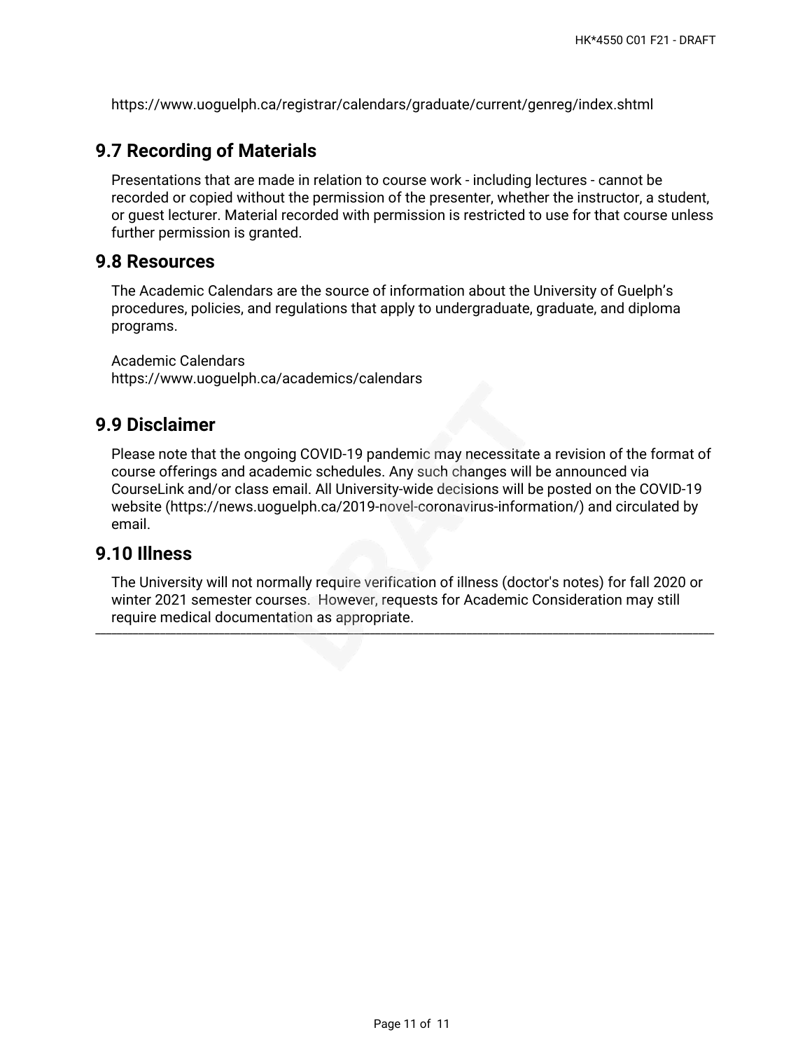https://www.uoguelph.ca/registrar/calendars/graduate/current/genreg/index.shtml

## 9.7 Recording of Materials

Presentations that are made in relation to course work - including lectures - cannot be recorded or copied without the permission of the presenter, whether the instructor, a student, or guest lecturer. Material recorded with permission is restricted to use for that course unless further permission is granted.

## 9.8 Resources

The Academic Calendars are the source of information about the University of Guelph's procedures, policies, and regulations that apply to undergraduate, graduate, and diploma programs.

Academic Calendars
https://www.uoguelph.ca/academics/calendars

## 9.9 Disclaimer

Please note that the ongoing COVID-19 pandemic may necessitate a revision of the format of course offerings and academic schedules. Any such changes will be announced via CourseLink and/or class email. All University-wide decisions will be posted on the COVID-19 website (https://news.uoguelph.ca/2019-novel-coronavirus-information/) and circulated by email.

## 9.10 Illness

The University will not normally require verification of illness (doctor's notes) for fall 2020 or winter 2021 semester courses. However, requests for Academic Consideration may still require medical documentation as appropriate.

---